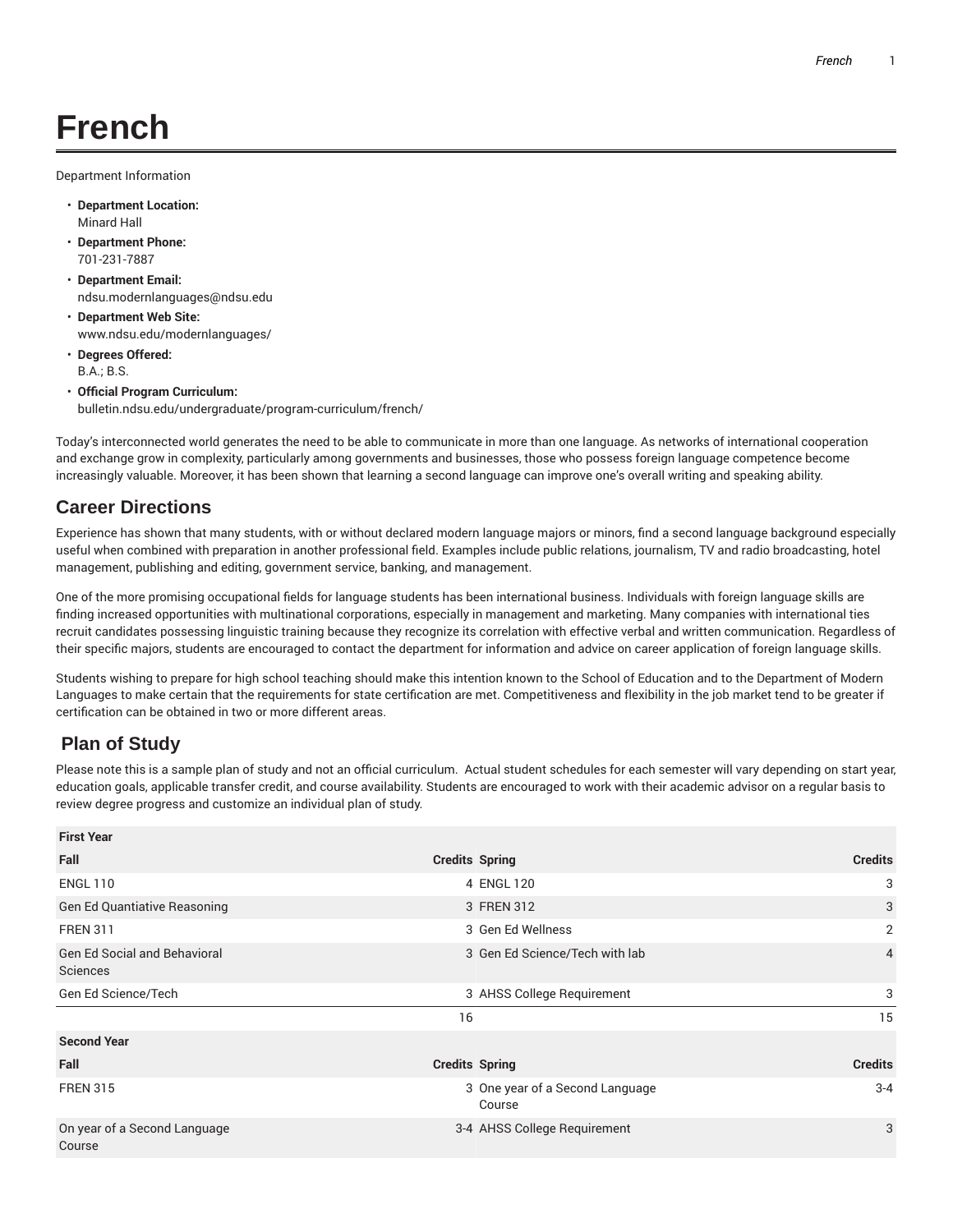# French

Department Information

- **Department Location:**
  Minard Hall
- **Department Phone:**
  701-231-7887
- **Department Email:**
  ndsu.modernlanguages@ndsu.edu
- **Department Web Site:**
  www.ndsu.edu/modernlanguages/
- **Degrees Offered:**
  B.A.; B.S.
- **Official Program Curriculum:**
  bulletin.ndsu.edu/undergraduate/program-curriculum/french/

Today's interconnected world generates the need to be able to communicate in more than one language. As networks of international cooperation and exchange grow in complexity, particularly among governments and businesses, those who possess foreign language competence become increasingly valuable. Moreover, it has been shown that learning a second language can improve one's overall writing and speaking ability.

## Career Directions

Experience has shown that many students, with or without declared modern language majors or minors, find a second language background especially useful when combined with preparation in another professional field. Examples include public relations, journalism, TV and radio broadcasting, hotel management, publishing and editing, government service, banking, and management.

One of the more promising occupational fields for language students has been international business. Individuals with foreign language skills are finding increased opportunities with multinational corporations, especially in management and marketing. Many companies with international ties recruit candidates possessing linguistic training because they recognize its correlation with effective verbal and written communication. Regardless of their specific majors, students are encouraged to contact the department for information and advice on career application of foreign language skills.

Students wishing to prepare for high school teaching should make this intention known to the School of Education and to the Department of Modern Languages to make certain that the requirements for state certification are met. Competitiveness and flexibility in the job market tend to be greater if certification can be obtained in two or more different areas.

## Plan of Study

Please note this is a sample plan of study and not an official curriculum. Actual student schedules for each semester will vary depending on start year, education goals, applicable transfer credit, and course availability. Students are encouraged to work with their academic advisor on a regular basis to review degree progress and customize an individual plan of study.

| **First Year** | | | |
|---|---|---|---|
| **Fall** | **Credits** | **Spring** | **Credits** |
| ENGL 110 | 4 | ENGL 120 | 3 |
| Gen Ed Quantiative Reasoning | 3 | FREN 312 | 3 |
| FREN 311 | 3 | Gen Ed Wellness | 2 |
| Gen Ed Social and Behavioral Sciences | 3 | Gen Ed Science/Tech with lab | 4 |
| Gen Ed Science/Tech | 3 | AHSS College Requirement | 3 |
| | 16 | | 15 |
| **Second Year** | | | |
| **Fall** | **Credits** | **Spring** | **Credits** |
| FREN 315 | 3 | One year of a Second Language Course | 3-4 |
| On year of a Second Language Course | 3-4 | AHSS College Requirement | 3 |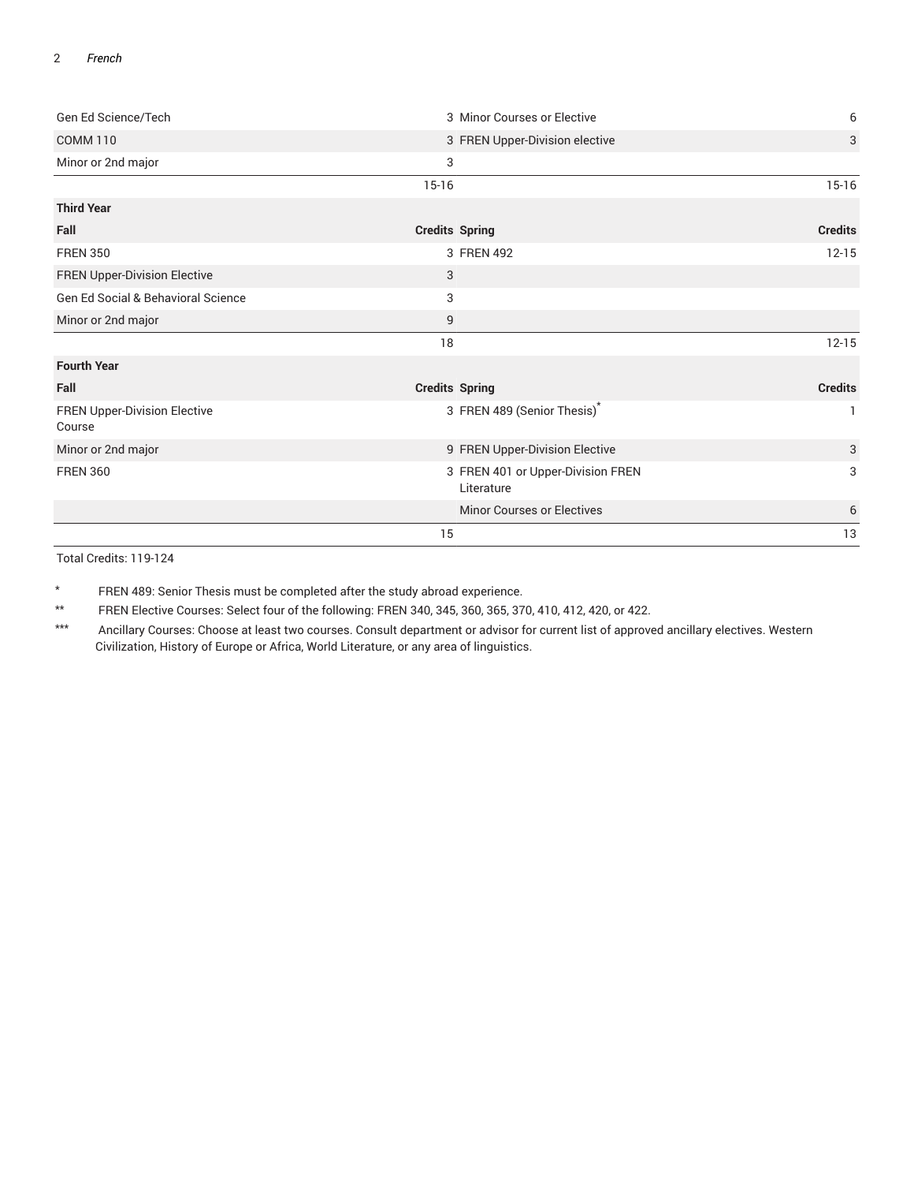| | | | |
|---|---|---|---|
| Gen Ed Science/Tech | 3 | Minor Courses or Elective | 6 |
| COMM 110 | 3 | FREN Upper-Division elective | 3 |
| Minor or 2nd major | 3 | | |
| | 15-16 | | 15-16 |
| **Third Year** | | | |
| **Fall** | **Credits** | **Spring** | **Credits** |
| FREN 350 | 3 | FREN 492 | 12-15 |
| FREN Upper-Division Elective | 3 | | |
| Gen Ed Social & Behavioral Science | 3 | | |
| Minor or 2nd major | 9 | | |
| | 18 | | 12-15 |
| **Fourth Year** | | | |
| **Fall** | **Credits** | **Spring** | **Credits** |
| FREN Upper-Division Elective Course | 3 | FREN 489 (Senior Thesis)* | 1 |
| Minor or 2nd major | 9 | FREN Upper-Division Elective | 3 |
| FREN 360 | 3 | FREN 401 or Upper-Division FREN Literature | 3 |
| | | Minor Courses or Electives | 6 |
| | 15 | | 13 |

Total Credits: 119-124

\* FREN 489: Senior Thesis must be completed after the study abroad experience.

\*\* FREN Elective Courses: Select four of the following: FREN 340, 345, 360, 365, 370, 410, 412, 420, or 422.

\*\*\* Ancillary Courses: Choose at least two courses. Consult department or advisor for current list of approved ancillary electives. Western Civilization, History of Europe or Africa, World Literature, or any area of linguistics.